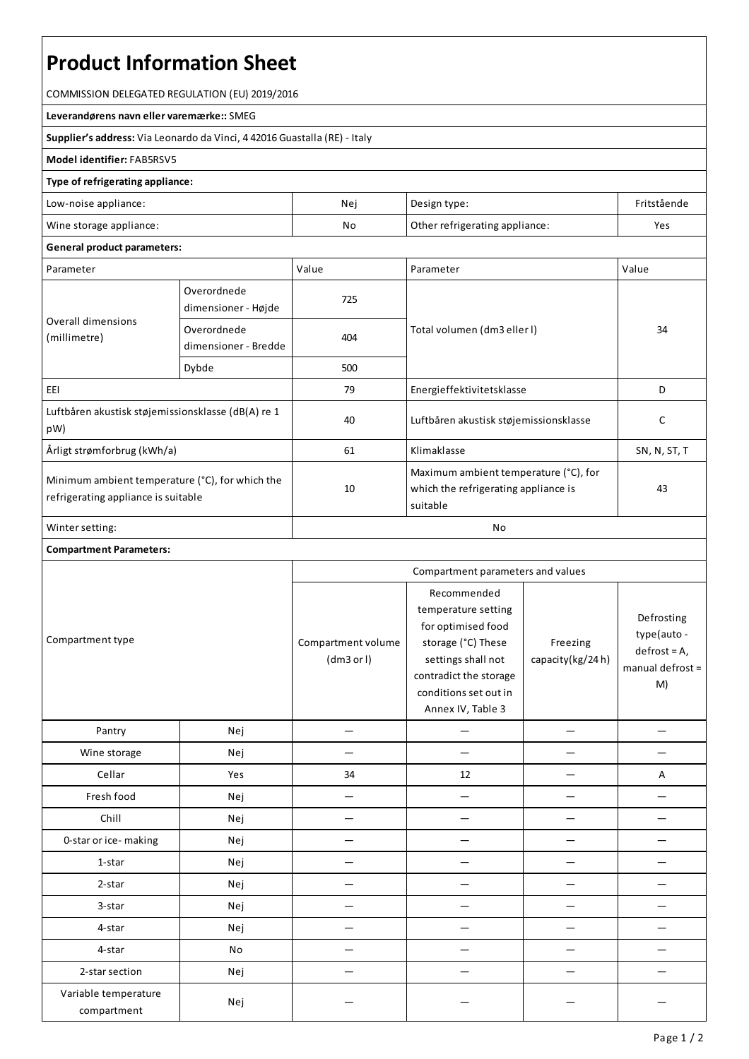# Product Information Sheet

COMMISSION DELEGATED REGULATION (EU) 2019/2016

**Leverandørens navn eller varemærke::** SMEG

**Supplier's address:** Via Leonardo da Vinci, 4 42016 Guastalla (RE) - Italy

**Model identifier:** FAB5RSV5

**Type of refrigerating appliance:**

| Low-noise appliance: | Nej | Design type: | Fritstående |
|---|---|---|---|
| Wine storage appliance: | No | Other refrigerating appliance: | Yes |

**General product parameters:**

| Parameter | | Value | Parameter | Value |
|---|---|---|---|---|
| Overall dimensions (millimetre) | Overordnede dimensioner - Højde | 725 | Total volumen (dm3 eller l) | 34 |
| | Overordnede dimensioner - Bredde | 404 | | |
| | Dybde | 500 | | |
| EEI | | 79 | Energieffektivitetsklasse | D |
| Luftbåren akustisk støjemissionsklasse (dB(A) re 1 pW) | | 40 | Luftbåren akustisk støjemissionsklasse | C |
| Årligt strømforbrug (kWh/a) | | 61 | Klimaklasse | SN, N, ST, T |
| Minimum ambient temperature (°C), for which the refrigerating appliance is suitable | | 10 | Maximum ambient temperature (°C), for which the refrigerating appliance is suitable | 43 |
| Winter setting: | | No | | |

**Compartment Parameters:**

| Compartment type | | Compartment parameters and values | | | |
|---|---|---|---|---|---|
| | | Compartment volume (dm3 or l) | Recommended temperature setting for optimised food storage (°C) These settings shall not contradict the storage conditions set out in Annex IV, Table 3 | Freezing capacity(kg/24 h) | Defrosting type(auto - defrost = A, manual defrost = M) |
| Pantry | Nej | — | — | — | — |
| Wine storage | Nej | — | — | — | — |
| Cellar | Yes | 34 | 12 | — | A |
| Fresh food | Nej | — | — | — | — |
| Chill | Nej | — | — | — | — |
| 0-star or ice- making | Nej | — | — | — | — |
| 1-star | Nej | — | — | — | — |
| 2-star | Nej | — | — | — | — |
| 3-star | Nej | — | — | — | — |
| 4-star | Nej | — | — | — | — |
| 4-star | No | — | — | — | — |
| 2-star section | Nej | — | — | — | — |
| Variable temperature compartment | Nej | — | — | — | — |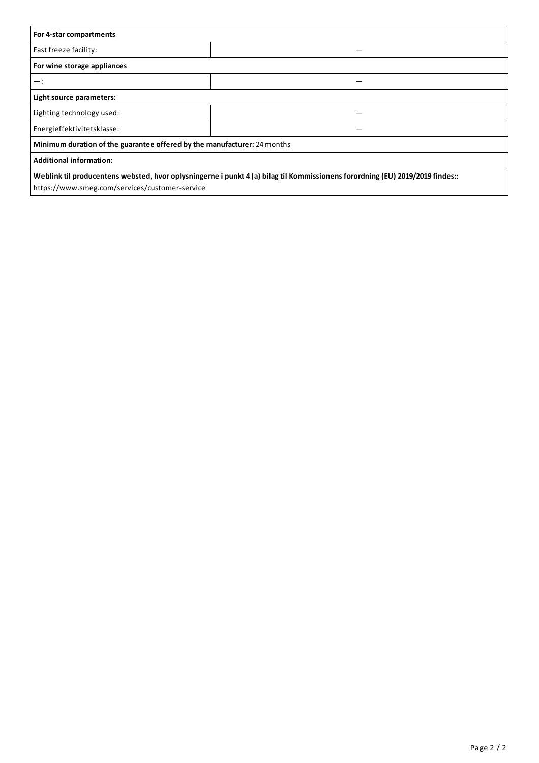| | |
|---|---|
| **For 4-star compartments** | |
| Fast freeze facility: | — |
| **For wine storage appliances** | |
| —: | — |
| **Light source parameters:** | |
| Lighting technology used: | — |
| Energieffektivitetsklasse: | — |
| **Minimum duration of the guarantee offered by the manufacturer:** 24 months | |
| **Additional information:** | |
| **Weblink til producentens websted, hvor oplysningerne i punkt 4 (a) bilag til Kommissionens forordning (EU) 2019/2019 findes::** https://www.smeg.com/services/customer-service | |